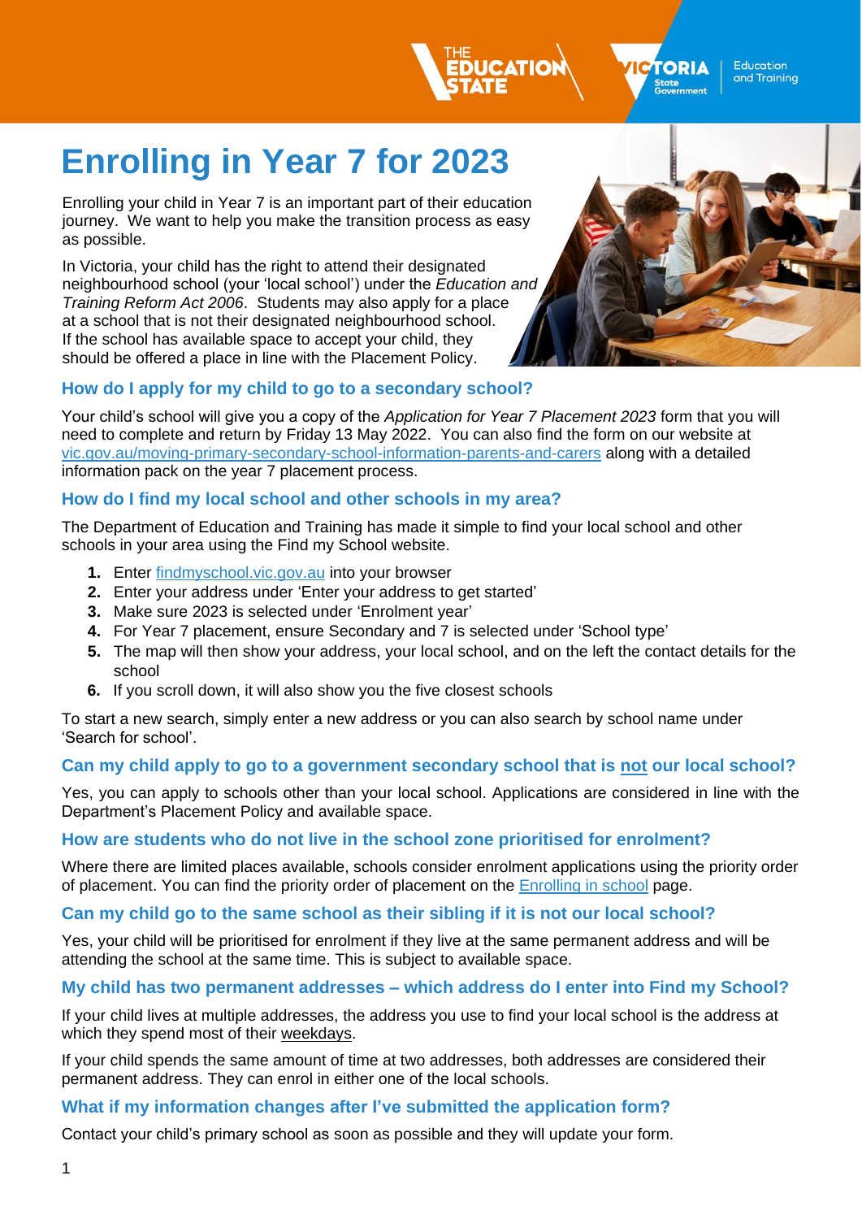# Enrolling in Year 7 for 2023

Enrolling your child in Year 7 is an important part of their education journey. We want to help you make the transition process as easy as possible.

In Victoria, your child has the right to attend their designated neighbourhood school (your 'local school') under the *Education and Training Reform Act 2006*. Students may also apply for a place at a school that is not their designated neighbourhood school. If the school has available space to accept your child, they should be offered a place in line with the Placement Policy.

### How do I apply for my child to go to a secondary school?

Your child's school will give you a copy of the *Application for Year 7 Placement 2023* form that you will need to complete and return by Friday 13 May 2022. You can also find the form on our website at [vic.gov.au/moving-primary-secondary-school-information-parents-and-carers](vic.gov.au/moving-primary-secondary-school-information-parents-and-carers) along with a detailed information pack on the year 7 placement process.

### How do I find my local school and other schools in my area?

The Department of Education and Training has made it simple to find your local school and other schools in your area using the Find my School website.

1. Enter [findmyschool.vic.gov.au](findmyschool.vic.gov.au) into your browser
2. Enter your address under 'Enter your address to get started'
3. Make sure 2023 is selected under 'Enrolment year'
4. For Year 7 placement, ensure Secondary and 7 is selected under 'School type'
5. The map will then show your address, your local school, and on the left the contact details for the school
6. If you scroll down, it will also show you the five closest schools

To start a new search, simply enter a new address or you can also search by school name under 'Search for school'.

### Can my child apply to go to a government secondary school that is <u>not</u> our local school?

Yes, you can apply to schools other than your local school. Applications are considered in line with the Department's Placement Policy and available space.

### How are students who do not live in the school zone prioritised for enrolment?

Where there are limited places available, schools consider enrolment applications using the priority order of placement. You can find the priority order of placement on the [Enrolling in school]() page.

### Can my child go to the same school as their sibling if it is not our local school?

Yes, your child will be prioritised for enrolment if they live at the same permanent address and will be attending the school at the same time. This is subject to available space.

### My child has two permanent addresses – which address do I enter into Find my School?

If your child lives at multiple addresses, the address you use to find your local school is the address at which they spend most of their <u>weekdays</u>.

If your child spends the same amount of time at two addresses, both addresses are considered their permanent address. They can enrol in either one of the local schools.

### What if my information changes after I've submitted the application form?

Contact your child's primary school as soon as possible and they will update your form.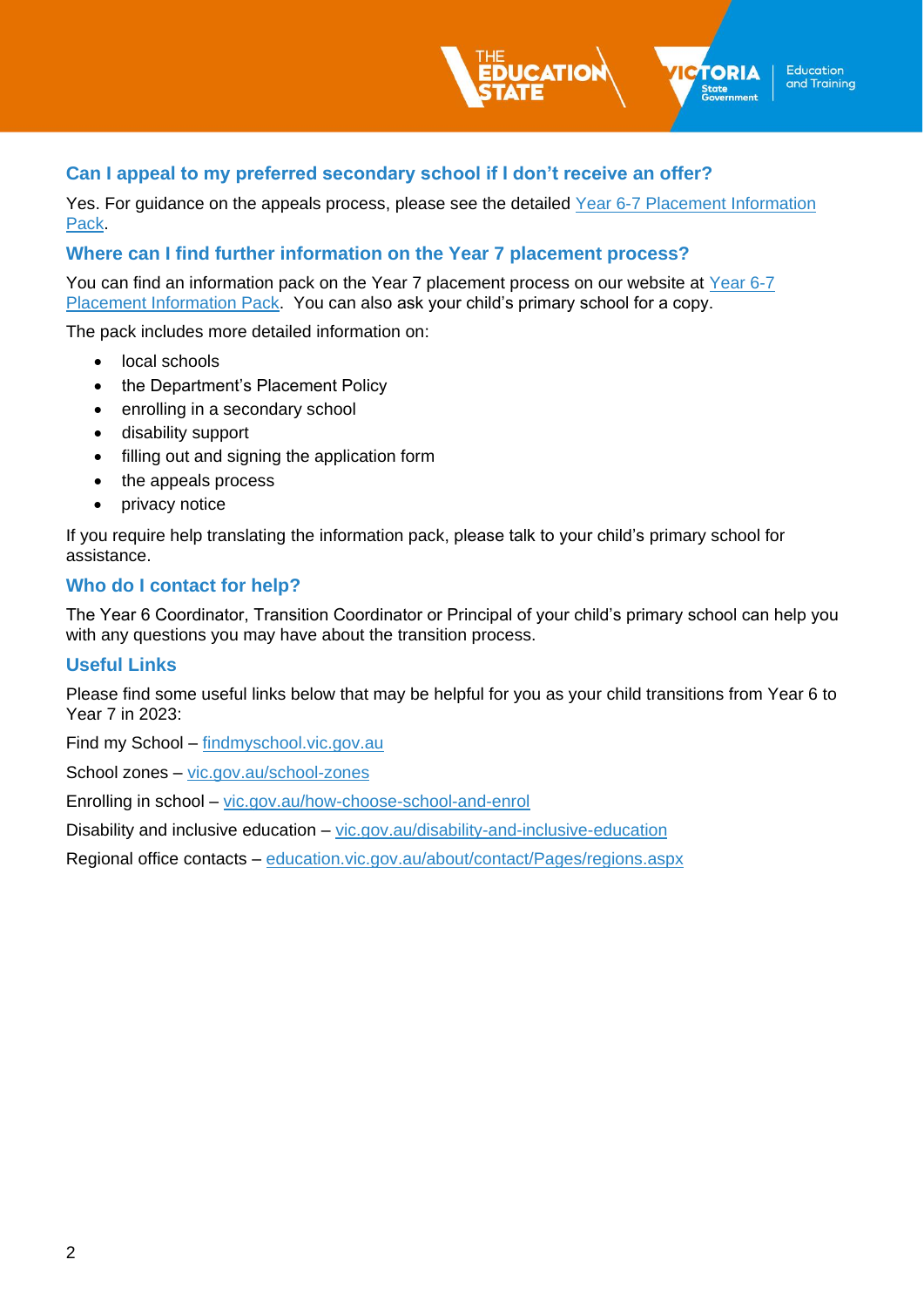## Can I appeal to my preferred secondary school if I don't receive an offer?

Yes. For guidance on the appeals process, please see the detailed Year 6-7 Placement Information Pack.

## Where can I find further information on the Year 7 placement process?

You can find an information pack on the Year 7 placement process on our website at Year 6-7 Placement Information Pack. You can also ask your child's primary school for a copy.

The pack includes more detailed information on:

- local schools
- the Department's Placement Policy
- enrolling in a secondary school
- disability support
- filling out and signing the application form
- the appeals process
- privacy notice

If you require help translating the information pack, please talk to your child's primary school for assistance.

## Who do I contact for help?

The Year 6 Coordinator, Transition Coordinator or Principal of your child's primary school can help you with any questions you may have about the transition process.

## Useful Links

Please find some useful links below that may be helpful for you as your child transitions from Year 6 to Year 7 in 2023:

Find my School – findmyschool.vic.gov.au

School zones – vic.gov.au/school-zones

Enrolling in school – vic.gov.au/how-choose-school-and-enrol

Disability and inclusive education – vic.gov.au/disability-and-inclusive-education

Regional office contacts – education.vic.gov.au/about/contact/Pages/regions.aspx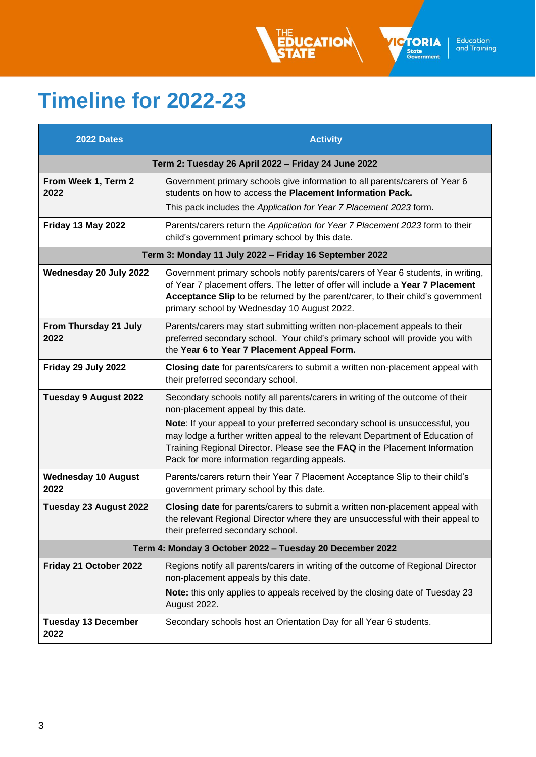# Timeline for 2022-23

| 2022 Dates | Activity |
|---|---|
| **Term 2: Tuesday 26 April 2022 – Friday 24 June 2022** | |
| **From Week 1, Term 2 2022** | Government primary schools give information to all parents/carers of Year 6 students on how to access the **Placement Information Pack.** This pack includes the *Application for Year 7 Placement 2023* form. |
| **Friday 13 May 2022** | Parents/carers return the *Application for Year 7 Placement 2023* form to their child's government primary school by this date. |
| **Term 3: Monday 11 July 2022 – Friday 16 September 2022** | |
| **Wednesday 20 July 2022** | Government primary schools notify parents/carers of Year 6 students, in writing, of Year 7 placement offers. The letter of offer will include a **Year 7 Placement Acceptance Slip** to be returned by the parent/carer, to their child's government primary school by Wednesday 10 August 2022. |
| **From Thursday 21 July 2022** | Parents/carers may start submitting written non-placement appeals to their preferred secondary school. Your child's primary school will provide you with the **Year 6 to Year 7 Placement Appeal Form.** |
| **Friday 29 July 2022** | **Closing date** for parents/carers to submit a written non-placement appeal with their preferred secondary school. |
| **Tuesday 9 August 2022** | Secondary schools notify all parents/carers in writing of the outcome of their non-placement appeal by this date. **Note**: If your appeal to your preferred secondary school is unsuccessful, you may lodge a further written appeal to the relevant Department of Education of Training Regional Director. Please see the **FAQ** in the Placement Information Pack for more information regarding appeals. |
| **Wednesday 10 August 2022** | Parents/carers return their Year 7 Placement Acceptance Slip to their child's government primary school by this date. |
| **Tuesday 23 August 2022** | **Closing date** for parents/carers to submit a written non-placement appeal with the relevant Regional Director where they are unsuccessful with their appeal to their preferred secondary school. |
| **Term 4: Monday 3 October 2022 – Tuesday 20 December 2022** | |
| **Friday 21 October 2022** | Regions notify all parents/carers in writing of the outcome of Regional Director non-placement appeals by this date. **Note:** this only applies to appeals received by the closing date of Tuesday 23 August 2022. |
| **Tuesday 13 December 2022** | Secondary schools host an Orientation Day for all Year 6 students. |